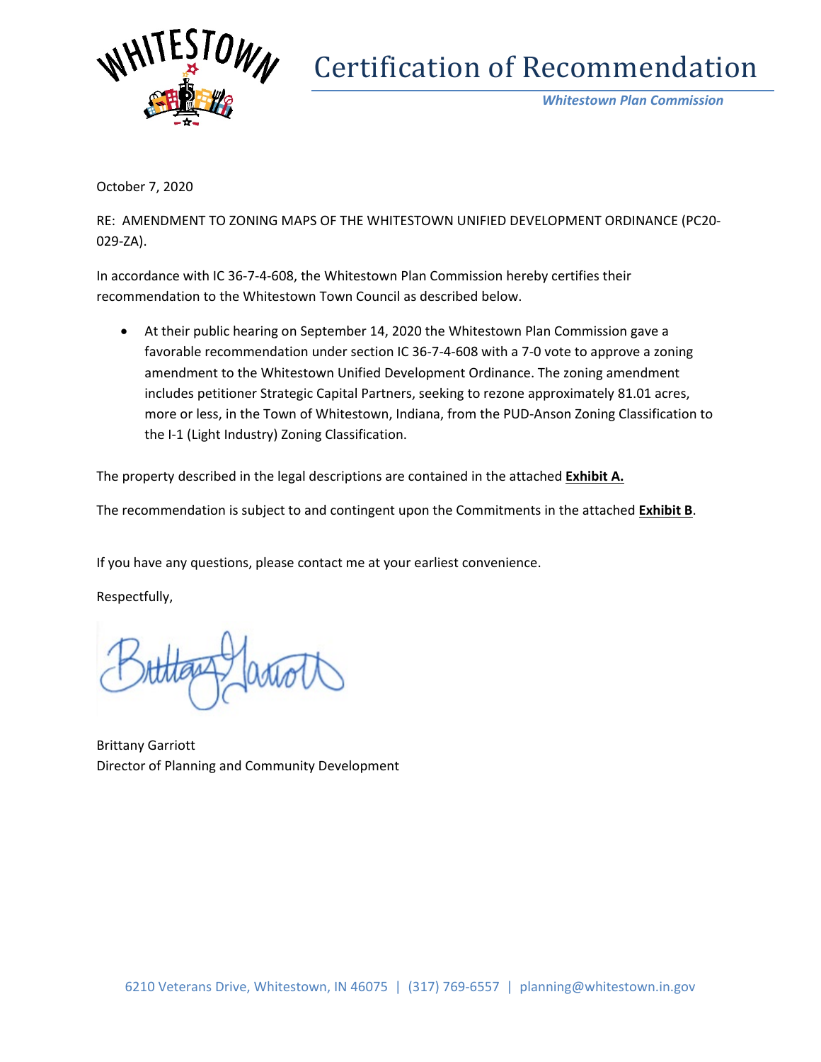# Certification of Recommendation

***Whitestown Plan Commission***

October 7, 2020

RE: AMENDMENT TO ZONING MAPS OF THE WHITESTOWN UNIFIED DEVELOPMENT ORDINANCE (PC20-029-ZA).

In accordance with IC 36-7-4-608, the Whitestown Plan Commission hereby certifies their recommendation to the Whitestown Town Council as described below.

- At their public hearing on September 14, 2020 the Whitestown Plan Commission gave a favorable recommendation under section IC 36-7-4-608 with a 7-0 vote to approve a zoning amendment to the Whitestown Unified Development Ordinance. The zoning amendment includes petitioner Strategic Capital Partners, seeking to rezone approximately 81.01 acres, more or less, in the Town of Whitestown, Indiana, from the PUD-Anson Zoning Classification to the I-1 (Light Industry) Zoning Classification.

The property described in the legal descriptions are contained in the attached **Exhibit A.**

The recommendation is subject to and contingent upon the Commitments in the attached **Exhibit B**.

If you have any questions, please contact me at your earliest convenience.

Respectfully,

Brittany Garriott
Director of Planning and Community Development

6210 Veterans Drive, Whitestown, IN 46075 | (317) 769-6557 | planning@whitestown.in.gov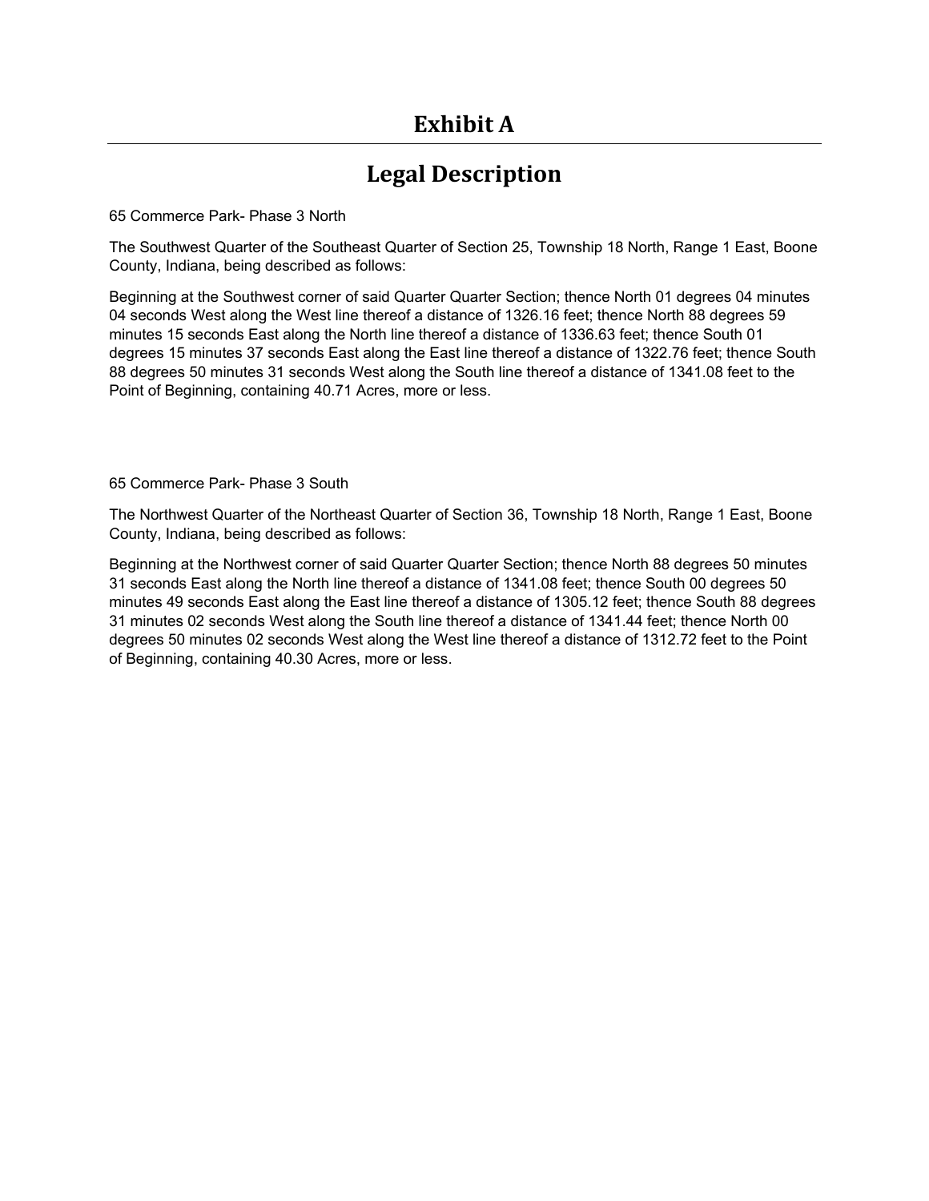# Exhibit A

---

# Legal Description

65 Commerce Park- Phase 3 North

The Southwest Quarter of the Southeast Quarter of Section 25, Township 18 North, Range 1 East, Boone County, Indiana, being described as follows:

Beginning at the Southwest corner of said Quarter Quarter Section; thence North 01 degrees 04 minutes 04 seconds West along the West line thereof a distance of 1326.16 feet; thence North 88 degrees 59 minutes 15 seconds East along the North line thereof a distance of 1336.63 feet; thence South 01 degrees 15 minutes 37 seconds East along the East line thereof a distance of 1322.76 feet; thence South 88 degrees 50 minutes 31 seconds West along the South line thereof a distance of 1341.08 feet to the Point of Beginning, containing 40.71 Acres, more or less.

65 Commerce Park- Phase 3 South

The Northwest Quarter of the Northeast Quarter of Section 36, Township 18 North, Range 1 East, Boone County, Indiana, being described as follows:

Beginning at the Northwest corner of said Quarter Quarter Section; thence North 88 degrees 50 minutes 31 seconds East along the North line thereof a distance of 1341.08 feet; thence South 00 degrees 50 minutes 49 seconds East along the East line thereof a distance of 1305.12 feet; thence South 88 degrees 31 minutes 02 seconds West along the South line thereof a distance of 1341.44 feet; thence North 00 degrees 50 minutes 02 seconds West along the West line thereof a distance of 1312.72 feet to the Point of Beginning, containing 40.30 Acres, more or less.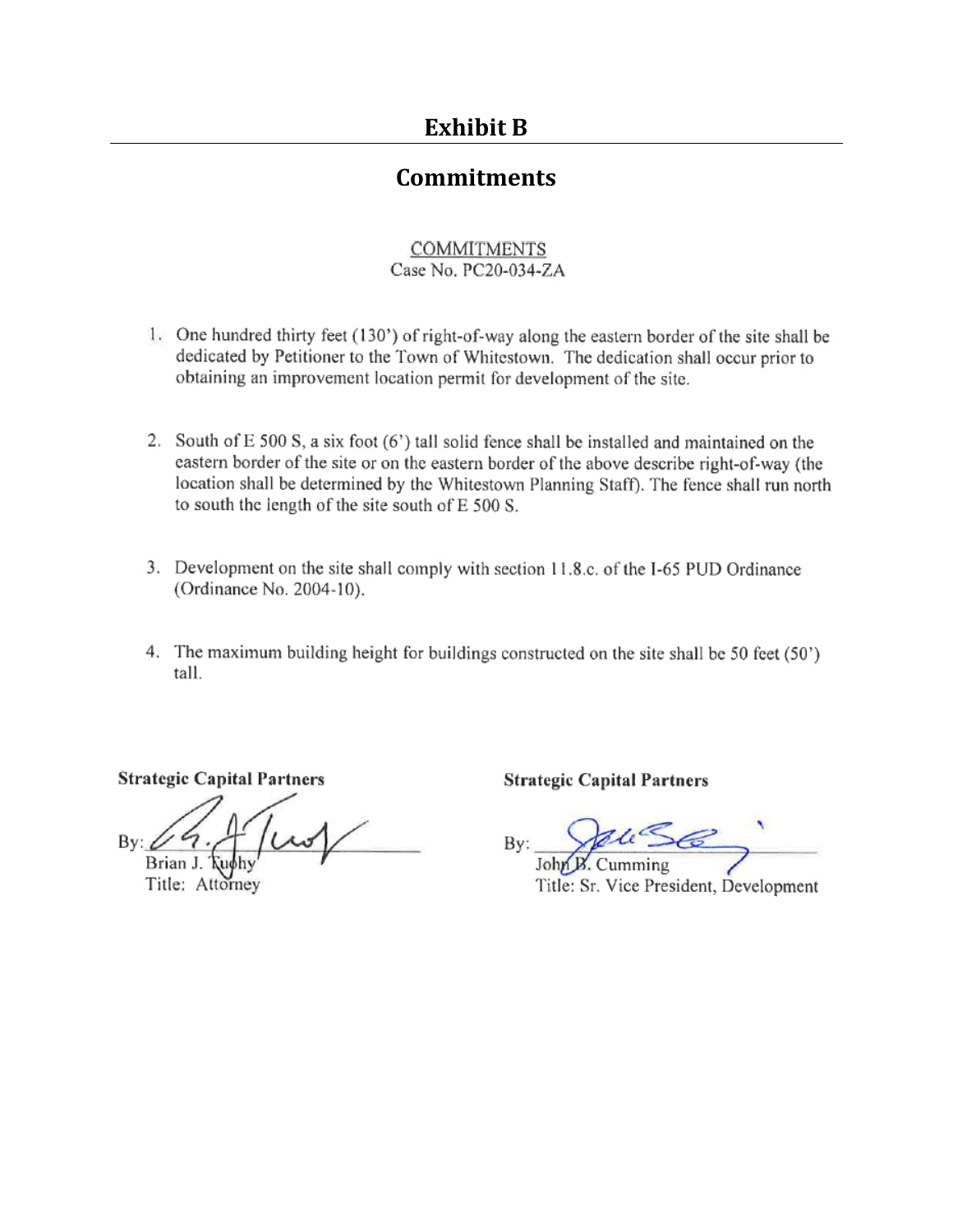# Exhibit B

## Commitments

COMMITMENTS
Case No. PC20-034-ZA

1. One hundred thirty feet (130') of right-of-way along the eastern border of the site shall be dedicated by Petitioner to the Town of Whitestown. The dedication shall occur prior to obtaining an improvement location permit for development of the site.

2. South of E 500 S, a six foot (6') tall solid fence shall be installed and maintained on the eastern border of the site or on the eastern border of the above describe right-of-way (the location shall be determined by the Whitestown Planning Staff). The fence shall run north to south the length of the site south of E 500 S.

3. Development on the site shall comply with section 11.8.c. of the I-65 PUD Ordinance (Ordinance No. 2004-10).

4. The maximum building height for buildings constructed on the site shall be 50 feet (50') tall.

**Strategic Capital Partners**

By: ______________________
Brian J. Tuohy
Title: Attorney

**Strategic Capital Partners**

By: ______________________
John B. Cumming
Title: Sr. Vice President, Development